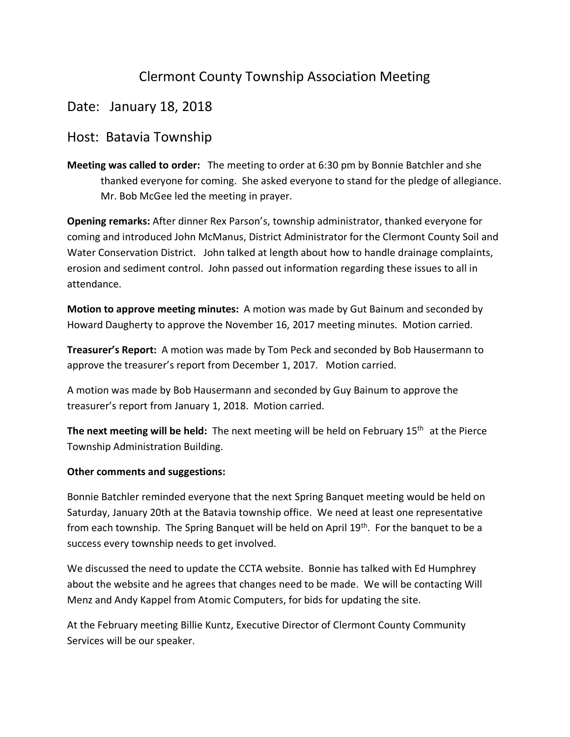# Clermont County Township Association Meeting

## Date: January 18, 2018

## Host: Batavia Township

**Meeting was called to order:** The meeting to order at 6:30 pm by Bonnie Batchler and she thanked everyone for coming. She asked everyone to stand for the pledge of allegiance. Mr. Bob McGee led the meeting in prayer.

**Opening remarks:** After dinner Rex Parson's, township administrator, thanked everyone for coming and introduced John McManus, District Administrator for the Clermont County Soil and Water Conservation District. John talked at length about how to handle drainage complaints, erosion and sediment control. John passed out information regarding these issues to all in attendance.

**Motion to approve meeting minutes:** A motion was made by Gut Bainum and seconded by Howard Daugherty to approve the November 16, 2017 meeting minutes. Motion carried.

**Treasurer's Report:** A motion was made by Tom Peck and seconded by Bob Hausermann to approve the treasurer's report from December 1, 2017. Motion carried.

A motion was made by Bob Hausermann and seconded by Guy Bainum to approve the treasurer's report from January 1, 2018. Motion carried.

**The next meeting will be held:** The next meeting will be held on February 15th at the Pierce Township Administration Building.

**Other comments and suggestions:**

Bonnie Batchler reminded everyone that the next Spring Banquet meeting would be held on Saturday, January 20th at the Batavia township office. We need at least one representative from each township. The Spring Banquet will be held on April 19th. For the banquet to be a success every township needs to get involved.

We discussed the need to update the CCTA website. Bonnie has talked with Ed Humphrey about the website and he agrees that changes need to be made. We will be contacting Will Menz and Andy Kappel from Atomic Computers, for bids for updating the site.

At the February meeting Billie Kuntz, Executive Director of Clermont County Community Services will be our speaker.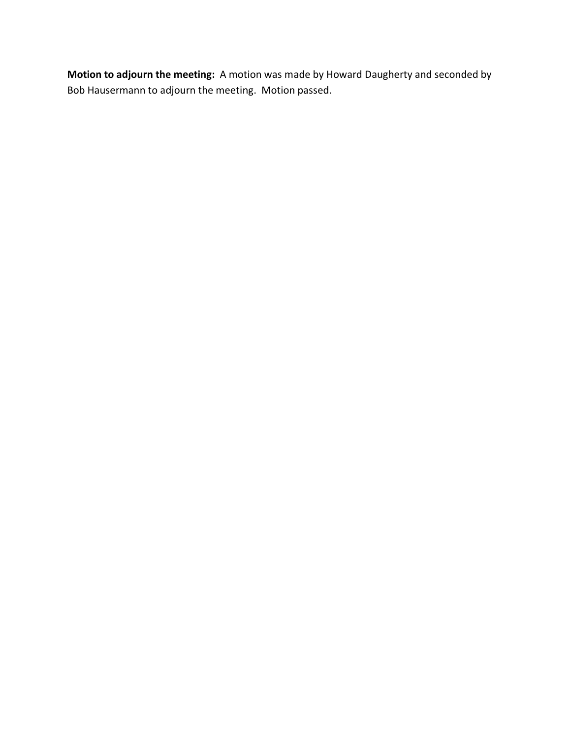**Motion to adjourn the meeting:** A motion was made by Howard Daugherty and seconded by Bob Hausermann to adjourn the meeting. Motion passed.